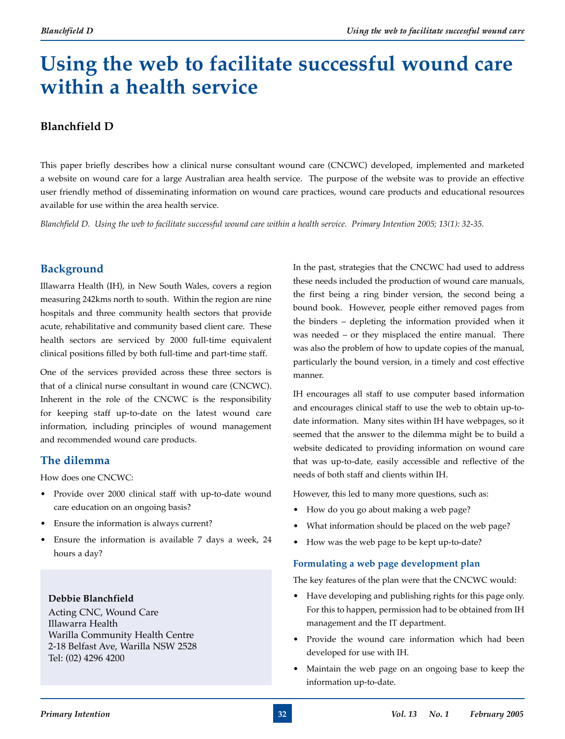# Using the web to facilitate successful wound care within a health service

**Blanchfield D**

This paper briefly describes how a clinical nurse consultant wound care (CNCWC) developed, implemented and marketed a website on wound care for a large Australian area health service. The purpose of the website was to provide an effective user friendly method of disseminating information on wound care practices, wound care products and educational resources available for use within the area health service.

*Blanchfield D. Using the web to facilitate successful wound care within a health service. Primary Intention 2005; 13(1): 32-35.*

## Background

Illawarra Health (IH), in New South Wales, covers a region measuring 242kms north to south. Within the region are nine hospitals and three community health sectors that provide acute, rehabilitative and community based client care. These health sectors are serviced by 2000 full-time equivalent clinical positions filled by both full-time and part-time staff.

One of the services provided across these three sectors is that of a clinical nurse consultant in wound care (CNCWC). Inherent in the role of the CNCWC is the responsibility for keeping staff up-to-date on the latest wound care information, including principles of wound management and recommended wound care products.

## The dilemma

How does one CNCWC:

- Provide over 2000 clinical staff with up-to-date wound care education on an ongoing basis?
- Ensure the information is always current?
- Ensure the information is available 7 days a week, 24 hours a day?

**Debbie Blanchfield**
Acting CNC, Wound Care
Illawarra Health
Warilla Community Health Centre
2-18 Belfast Ave, Warilla NSW 2528
Tel: (02) 4296 4200

In the past, strategies that the CNCWC had used to address these needs included the production of wound care manuals, the first being a ring binder version, the second being a bound book. However, people either removed pages from the binders – depleting the information provided when it was needed – or they misplaced the entire manual. There was also the problem of how to update copies of the manual, particularly the bound version, in a timely and cost effective manner.

IH encourages all staff to use computer based information and encourages clinical staff to use the web to obtain up-to-date information. Many sites within IH have webpages, so it seemed that the answer to the dilemma might be to build a website dedicated to providing information on wound care that was up-to-date, easily accessible and reflective of the needs of both staff and clients within IH.

However, this led to many more questions, such as:

- How do you go about making a web page?
- What information should be placed on the web page?
- How was the web page to be kept up-to-date?

### Formulating a web page development plan

The key features of the plan were that the CNCWC would:

- Have developing and publishing rights for this page only. For this to happen, permission had to be obtained from IH management and the IT department.
- Provide the wound care information which had been developed for use with IH.
- Maintain the web page on an ongoing base to keep the information up-to-date.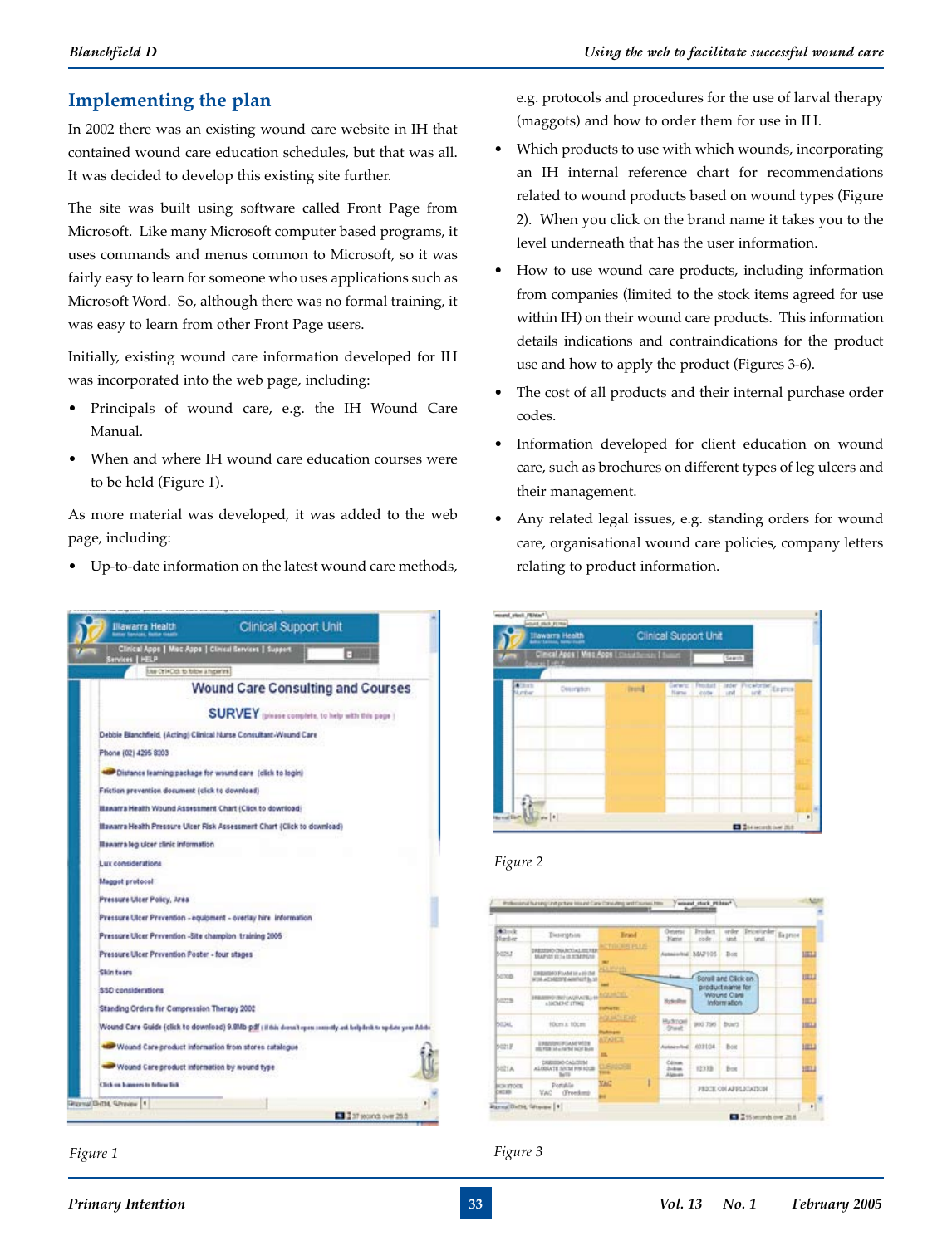## Implementing the plan

In 2002 there was an existing wound care website in IH that contained wound care education schedules, but that was all. It was decided to develop this existing site further.

The site was built using software called Front Page from Microsoft. Like many Microsoft computer based programs, it uses commands and menus common to Microsoft, so it was fairly easy to learn for someone who uses applications such as Microsoft Word. So, although there was no formal training, it was easy to learn from other Front Page users.

Initially, existing wound care information developed for IH was incorporated into the web page, including:

- Principals of wound care, e.g. the IH Wound Care Manual.
- When and where IH wound care education courses were to be held (Figure 1).

As more material was developed, it was added to the web page, including:

- Up-to-date information on the latest wound care methods, e.g. protocols and procedures for the use of larval therapy (maggots) and how to order them for use in IH.
- Which products to use with which wounds, incorporating an IH internal reference chart for recommendations related to wound products based on wound types (Figure 2). When you click on the brand name it takes you to the level underneath that has the user information.
- How to use wound care products, including information from companies (limited to the stock items agreed for use within IH) on their wound care products. This information details indications and contraindications for the product use and how to apply the product (Figures 3-6).
- The cost of all products and their internal purchase order codes.
- Information developed for client education on wound care, such as brochures on different types of leg ulcers and their management.
- Any related legal issues, e.g. standing orders for wound care, organisational wound care policies, company letters relating to product information.

Figure 1

Figure 2

Figure 3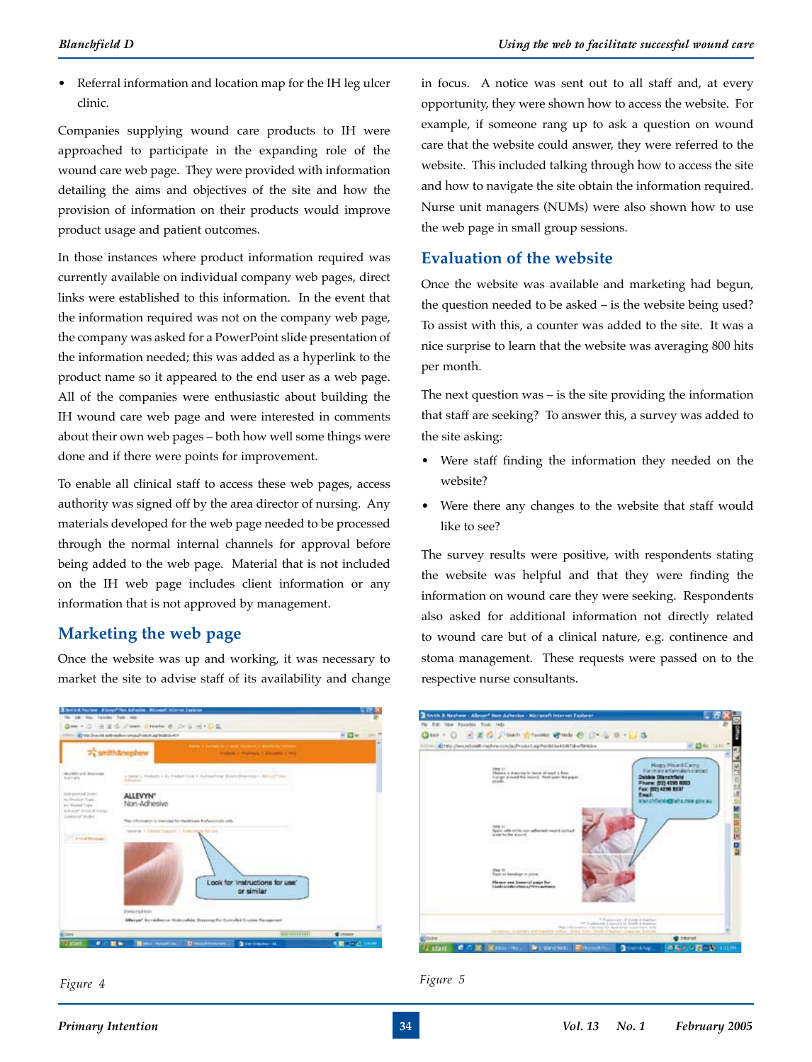- Referral information and location map for the IH leg ulcer clinic.

Companies supplying wound care products to IH were approached to participate in the expanding role of the wound care web page. They were provided with information detailing the aims and objectives of the site and how the provision of information on their products would improve product usage and patient outcomes.

In those instances where product information required was currently available on individual company web pages, direct links were established to this information. In the event that the information required was not on the company web page, the company was asked for a PowerPoint slide presentation of the information needed; this was added as a hyperlink to the product name so it appeared to the end user as a web page. All of the companies were enthusiastic about building the IH wound care web page and were interested in comments about their own web pages – both how well some things were done and if there were points for improvement.

To enable all clinical staff to access these web pages, access authority was signed off by the area director of nursing. Any materials developed for the web page needed to be processed through the normal internal channels for approval before being added to the web page. Material that is not included on the IH web page includes client information or any information that is not approved by management.

## Marketing the web page

Once the website was up and working, it was necessary to market the site to advise staff of its availability and change in focus. A notice was sent out to all staff and, at every opportunity, they were shown how to access the website. For example, if someone rang up to ask a question on wound care that the website could answer, they were referred to the website. This included talking through how to access the site and how to navigate the site obtain the information required. Nurse unit managers (NUMs) were also shown how to use the web page in small group sessions.

## Evaluation of the website

Once the website was available and marketing had begun, the question needed to be asked – is the website being used? To assist with this, a counter was added to the site. It was a nice surprise to learn that the website was averaging 800 hits per month.

The next question was – is the site providing the information that staff are seeking? To answer this, a survey was added to the site asking:

- Were staff finding the information they needed on the website?
- Were there any changes to the website that staff would like to see?

The survey results were positive, with respondents stating the website was helpful and that they were finding the information on wound care they were seeking. Respondents also asked for additional information not directly related to wound care but of a clinical nature, e.g. continence and stoma management. These requests were passed on to the respective nurse consultants.

Figure 4

Figure 5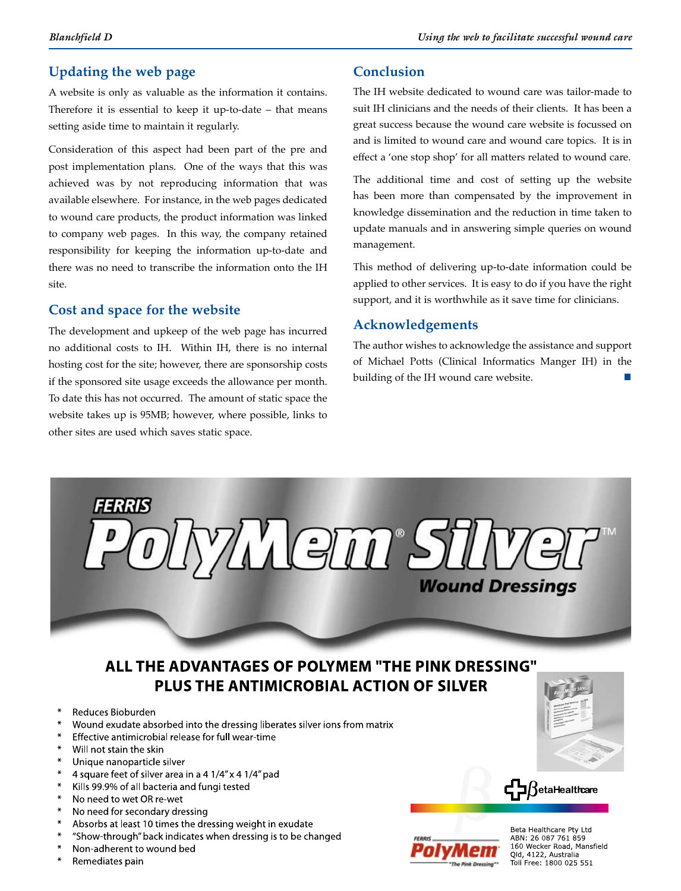## Updating the web page

A website is only as valuable as the information it contains. Therefore it is essential to keep it up-to-date – that means setting aside time to maintain it regularly.

Consideration of this aspect had been part of the pre and post implementation plans. One of the ways that this was achieved was by not reproducing information that was available elsewhere. For instance, in the web pages dedicated to wound care products, the product information was linked to company web pages. In this way, the company retained responsibility for keeping the information up-to-date and there was no need to transcribe the information onto the IH site.

## Cost and space for the website

The development and upkeep of the web page has incurred no additional costs to IH. Within IH, there is no internal hosting cost for the site; however, there are sponsorship costs if the sponsored site usage exceeds the allowance per month. To date this has not occurred. The amount of static space the website takes up is 95MB; however, where possible, links to other sites are used which saves static space.

## Conclusion

The IH website dedicated to wound care was tailor-made to suit IH clinicians and the needs of their clients. It has been a great success because the wound care website is focussed on and is limited to wound care and wound care topics. It is in effect a 'one stop shop' for all matters related to wound care.

The additional time and cost of setting up the website has been more than compensated by the improvement in knowledge dissemination and the reduction in time taken to update manuals and in answering simple queries on wound management.

This method of delivering up-to-date information could be applied to other services. It is easy to do if you have the right support, and it is worthwhile as it save time for clinicians.

## Acknowledgements

The author wishes to acknowledge the assistance and support of Michael Potts (Clinical Informatics Manger IH) in the building of the IH wound care website.

FERRIS PolyMem® Silver™ Wound Dressings

**ALL THE ADVANTAGES OF POLYMEM "THE PINK DRESSING" PLUS THE ANTIMICROBIAL ACTION OF SILVER**

* Reduces Bioburden
* Wound exudate absorbed into the dressing liberates silver ions from matrix
* Effective antimicrobial release for full wear-time
* Will not stain the skin
* Unique nanoparticle silver
* 4 square feet of silver area in a 4 1/4" x 4 1/4" pad
* Kills 99.9% of all bacteria and fungi tested
* No need to wet OR re-wet
* No need for secondary dressing
* Absorbs at least 10 times the dressing weight in exudate
* "Show-through" back indicates when dressing is to be changed
* Non-adherent to wound bed
* Remediates pain

BetaHealthcare

FERRIS PolyMem "The Pink Dressing"

Beta Healthcare Pty Ltd
ABN: 26 087 761 859
160 Wecker Road, Mansfield
Qld, 4122, Australia
Toll Free: 1800 025 551